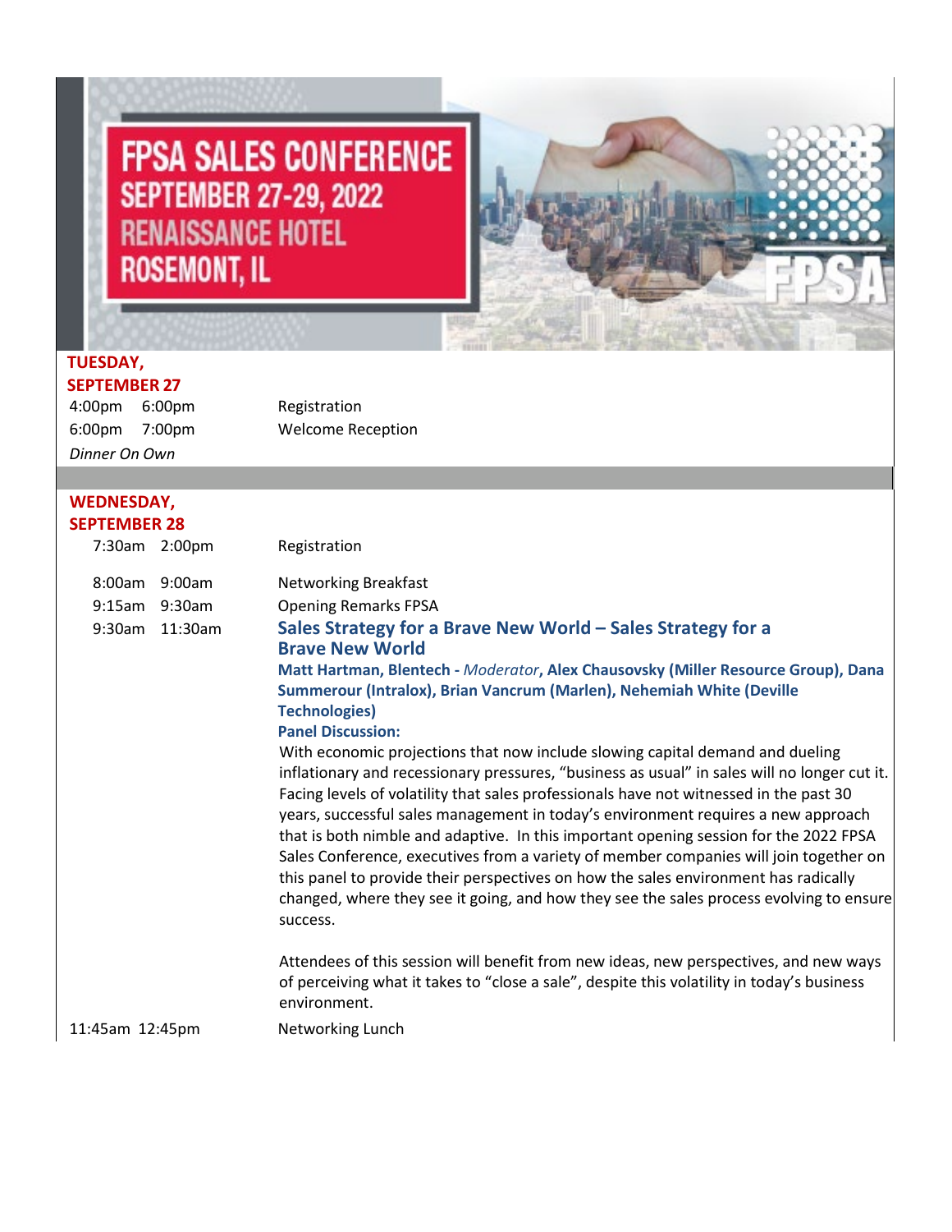# FPSA SALES CONFERENCE
## SEPTEMBER 27-29, 2022
## RENAISSANCE HOTEL
## ROSEMONT, IL

FPSA

**TUESDAY, SEPTEMBER 27**

| | |
|---|---|
| 4:00pm 6:00pm | Registration |
| 6:00pm 7:00pm | Welcome Reception |

*Dinner On Own*

**WEDNESDAY, SEPTEMBER 28**

| | |
|---|---|
| 7:30am 2:00pm | Registration |
| 8:00am 9:00am | Networking Breakfast |
| 9:15am 9:30am | Opening Remarks FPSA |
| 9:30am 11:30am | **Sales Strategy for a Brave New World – Sales Strategy for a Brave New World** |

**Matt Hartman, Blentech -** ***Moderator*****, Alex Chausovsky (Miller Resource Group), Dana Summerour (Intralox), Brian Vancrum (Marlen), Nehemiah White (Deville Technologies)**

**Panel Discussion:**

With economic projections that now include slowing capital demand and dueling inflationary and recessionary pressures, "business as usual" in sales will no longer cut it. Facing levels of volatility that sales professionals have not witnessed in the past 30 years, successful sales management in today's environment requires a new approach that is both nimble and adaptive. In this important opening session for the 2022 FPSA Sales Conference, executives from a variety of member companies will join together on this panel to provide their perspectives on how the sales environment has radically changed, where they see it going, and how they see the sales process evolving to ensure success.

Attendees of this session will benefit from new ideas, new perspectives, and new ways of perceiving what it takes to "close a sale", despite this volatility in today's business environment.

| | |
|---|---|
| 11:45am 12:45pm | Networking Lunch |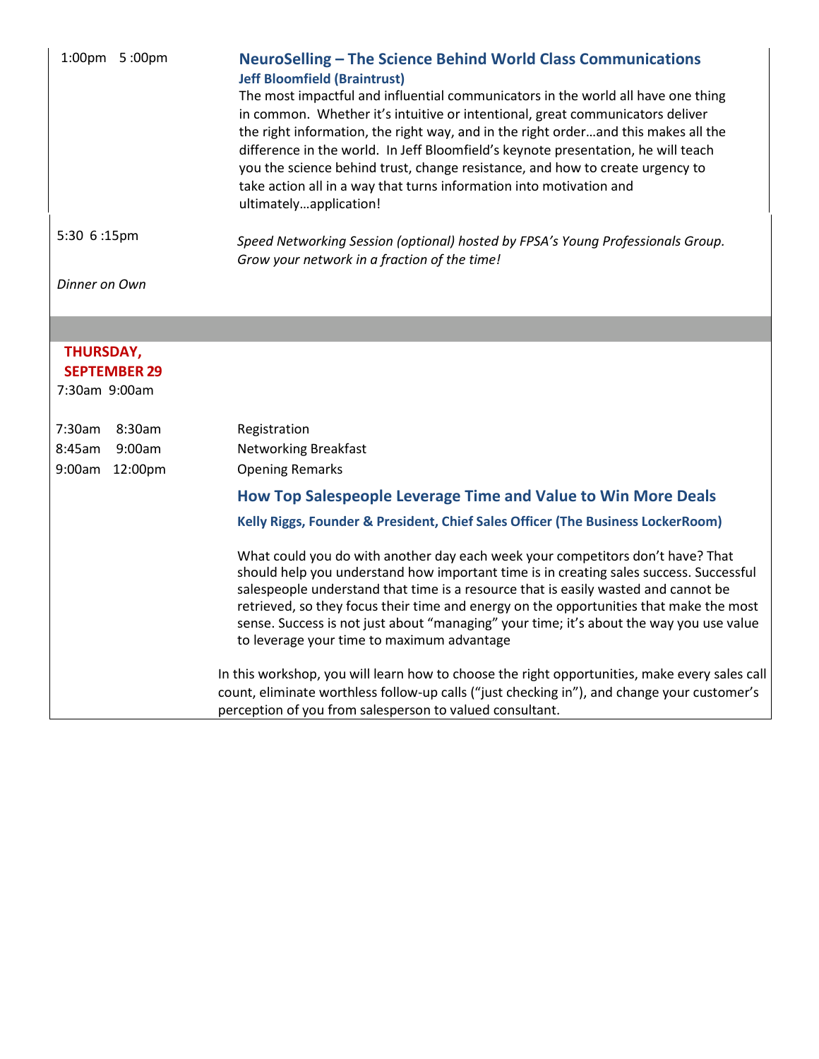1:00pm 5 :00pm

**NeuroSelling – The Science Behind World Class Communications**

**Jeff Bloomfield (Braintrust)**

The most impactful and influential communicators in the world all have one thing in common. Whether it's intuitive or intentional, great communicators deliver the right information, the right way, and in the right order…and this makes all the difference in the world. In Jeff Bloomfield's keynote presentation, he will teach you the science behind trust, change resistance, and how to create urgency to take action all in a way that turns information into motivation and ultimately…application!

5:30 6 :15pm

*Speed Networking Session (optional) hosted by FPSA's Young Professionals Group. Grow your network in a fraction of the time!*

*Dinner on Own*

**THURSDAY, SEPTEMBER 29**

7:30am 9:00am

7:30am 8:30am — Registration

8:45am 9:00am — Networking Breakfast

9:00am 12:00pm — Opening Remarks

**How Top Salespeople Leverage Time and Value to Win More Deals**

**Kelly Riggs, Founder & President, Chief Sales Officer (The Business LockerRoom)**

What could you do with another day each week your competitors don't have? That should help you understand how important time is in creating sales success. Successful salespeople understand that time is a resource that is easily wasted and cannot be retrieved, so they focus their time and energy on the opportunities that make the most sense. Success is not just about "managing" your time; it's about the way you use value to leverage your time to maximum advantage

In this workshop, you will learn how to choose the right opportunities, make every sales call count, eliminate worthless follow-up calls ("just checking in"), and change your customer's perception of you from salesperson to valued consultant.